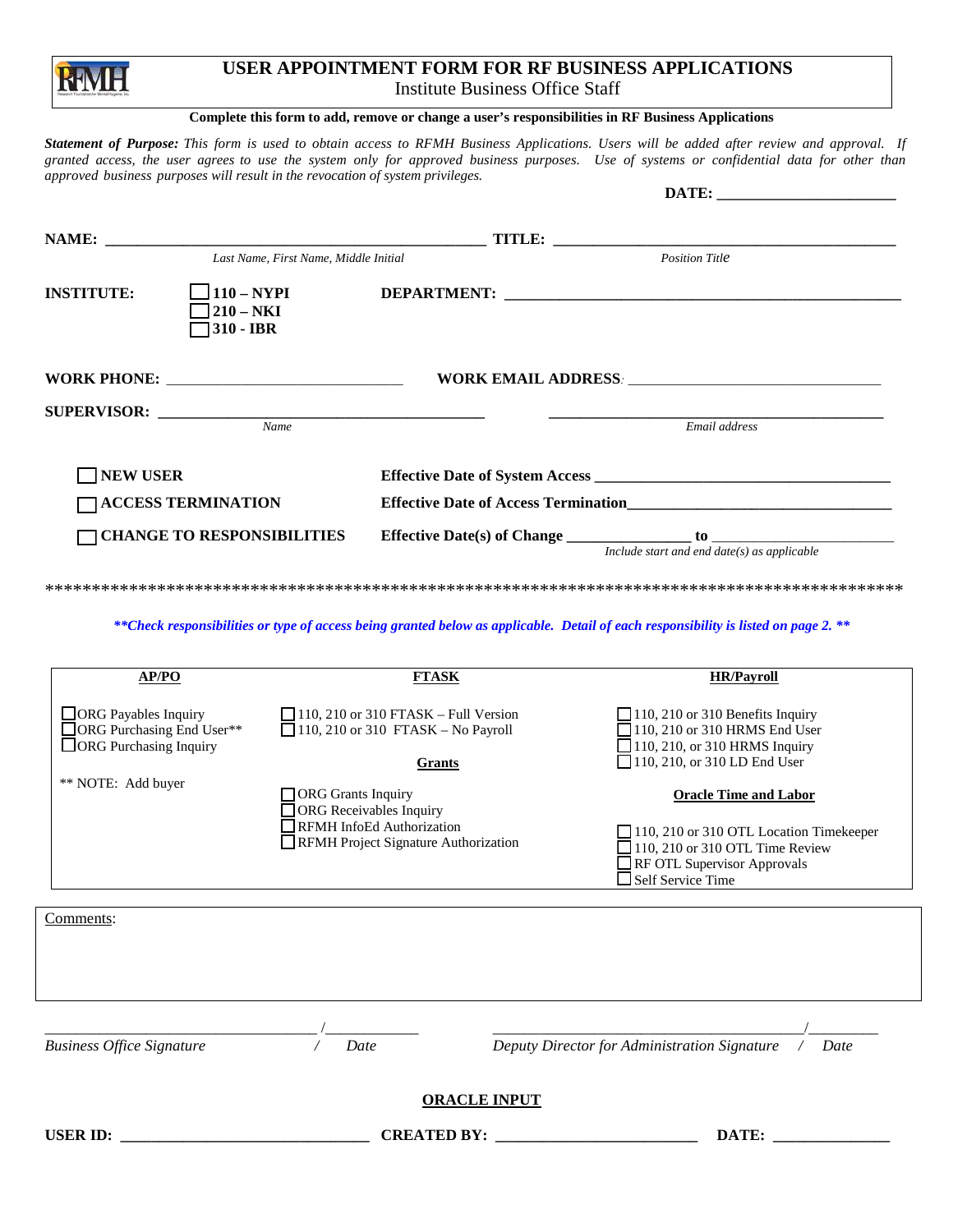# USER APPOINTMENT FORM FOR RF BUSINESS APPLICATIONS

Institute Business Office Staff

**Complete this form to add, remove or change a user's responsibilities in RF Business Applications**

***Statement of Purpose:*** *This form is used to obtain access to RFMH Business Applications. Users will be added after review and approval. If granted access, the user agrees to use the system only for approved business purposes. Use of systems or confidential data for other than approved business purposes will result in the revocation of system privileges.*

**DATE:** ______________________

**NAME:** ______________________________________________ **TITLE:** __________________________________________

*Last Name, First Name, Middle Initial* *Position Title*

**INSTITUTE:**
- ☐ **110 – NYPI**
- ☐ **210 – NKI**
- ☐ **310 - IBR**

**DEPARTMENT:** ________________________________________________

**WORK PHONE:** ______________________________ **WORK EMAIL ADDRESS**: _________________________________

**SUPERVISOR:** ________________________________________ ________________________________________

*Name* *Email address*

- ☐ **NEW USER** — **Effective Date of System Access** ____________________________________
- ☐ **ACCESS TERMINATION** — **Effective Date of Access Termination**__________________________________
- ☐ **CHANGE TO RESPONSIBILITIES** — **Effective Date(s) of Change** _______________ **to** _______________________

*Include start and end date(s) as applicable*

****************************************************************************************************

***\*\*Check responsibilities or type of access being granted below as applicable. Detail of each responsibility is listed on page 2. \*\****

| **AP/PO** | **FTASK** | **HR/Payroll** |
|---|---|---|
| ☐ ORG Payables Inquiry<br>☐ ORG Purchasing End User**<br>☐ ORG Purchasing Inquiry<br><br>** NOTE: Add buyer | ☐ 110, 210 or 310 FTASK – Full Version<br>☐ 110, 210 or 310 FTASK – No Payroll<br><br>**Grants**<br><br>☐ ORG Grants Inquiry<br>☐ ORG Receivables Inquiry<br>☐ RFMH InfoEd Authorization<br>☐ RFMH Project Signature Authorization | ☐ 110, 210 or 310 Benefits Inquiry<br>☐ 110, 210 or 310 HRMS End User<br>☐ 110, 210, or 310 HRMS Inquiry<br>☐ 110, 210, or 310 LD End User<br><br>**Oracle Time and Labor**<br><br>☐ 110, 210 or 310 OTL Location Timekeeper<br>☐ 110, 210 or 310 OTL Time Review<br>☐ RF OTL Supervisor Approvals<br>☐ Self Service Time |

Comments:

&nbsp;

___________________________________ /____________ ________________________________________/_________

*Business Office Signature / Date* *Deputy Director for Administration Signature / Date*

## ORACLE INPUT

**USER ID:** _______________________________ **CREATED BY:** _________________________ **DATE:** _______________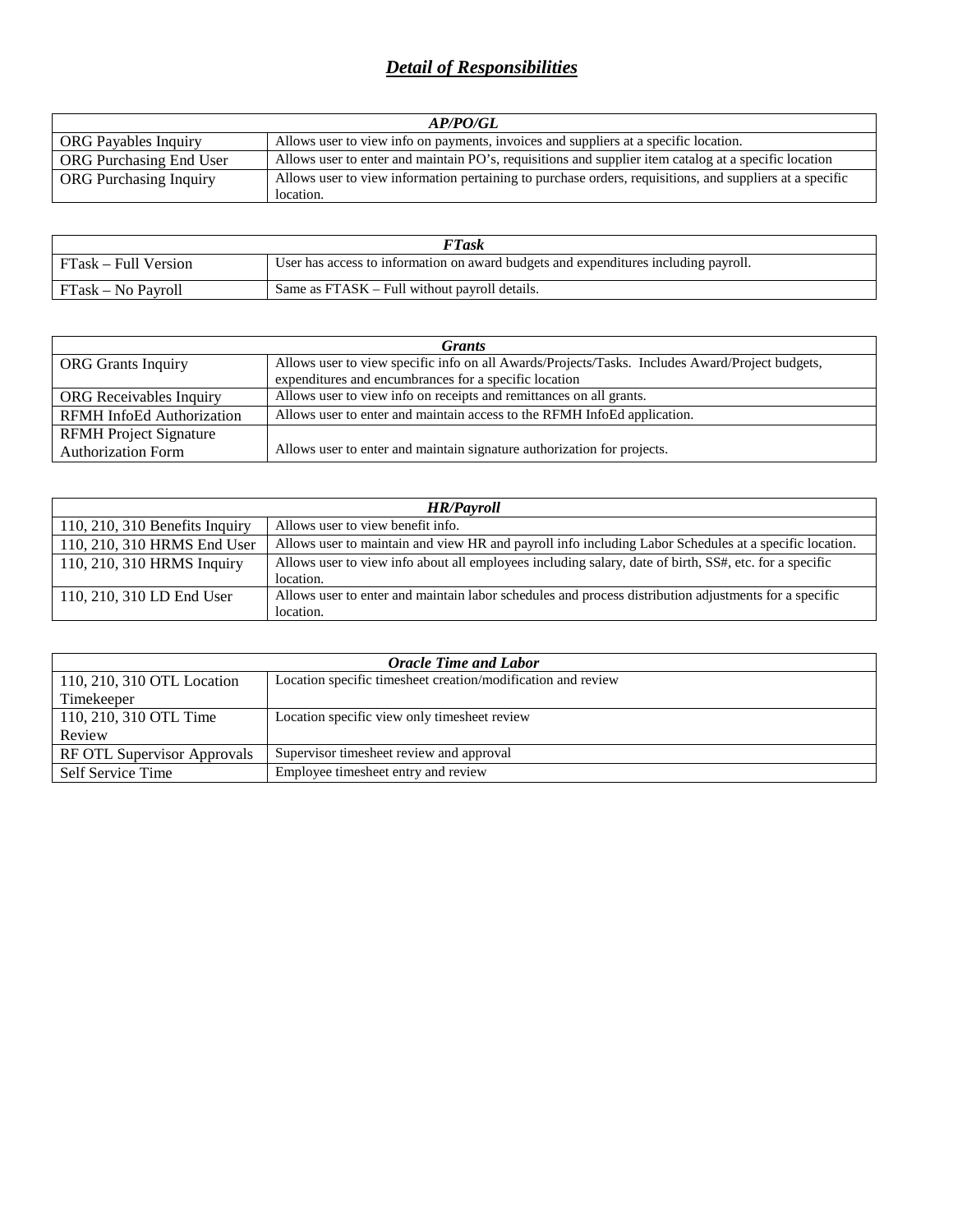# ***Detail of Responsibilities***

| ***AP/PO/GL*** | |
|---|---|
| ORG Payables Inquiry | Allows user to view info on payments, invoices and suppliers at a specific location. |
| ORG Purchasing End User | Allows user to enter and maintain PO's, requisitions and supplier item catalog at a specific location |
| ORG Purchasing Inquiry | Allows user to view information pertaining to purchase orders, requisitions, and suppliers at a specific location. |

| ***FTask*** | |
|---|---|
| FTask – Full Version | User has access to information on award budgets and expenditures including payroll. |
| FTask – No Payroll | Same as FTASK – Full without payroll details. |

| ***Grants*** | |
|---|---|
| ORG Grants Inquiry | Allows user to view specific info on all Awards/Projects/Tasks. Includes Award/Project budgets, expenditures and encumbrances for a specific location |
| ORG Receivables Inquiry | Allows user to view info on receipts and remittances on all grants. |
| RFMH InfoEd Authorization | Allows user to enter and maintain access to the RFMH InfoEd application. |
| RFMH Project Signature Authorization Form | Allows user to enter and maintain signature authorization for projects. |

| ***HR/Payroll*** | |
|---|---|
| 110, 210, 310 Benefits Inquiry | Allows user to view benefit info. |
| 110, 210, 310 HRMS End User | Allows user to maintain and view HR and payroll info including Labor Schedules at a specific location. |
| 110, 210, 310 HRMS Inquiry | Allows user to view info about all employees including salary, date of birth, SS#, etc. for a specific location. |
| 110, 210, 310 LD End User | Allows user to enter and maintain labor schedules and process distribution adjustments for a specific location. |

| ***Oracle Time and Labor*** | |
|---|---|
| 110, 210, 310 OTL Location Timekeeper | Location specific timesheet creation/modification and review |
| 110, 210, 310 OTL Time Review | Location specific view only timesheet review |
| RF OTL Supervisor Approvals | Supervisor timesheet review and approval |
| Self Service Time | Employee timesheet entry and review |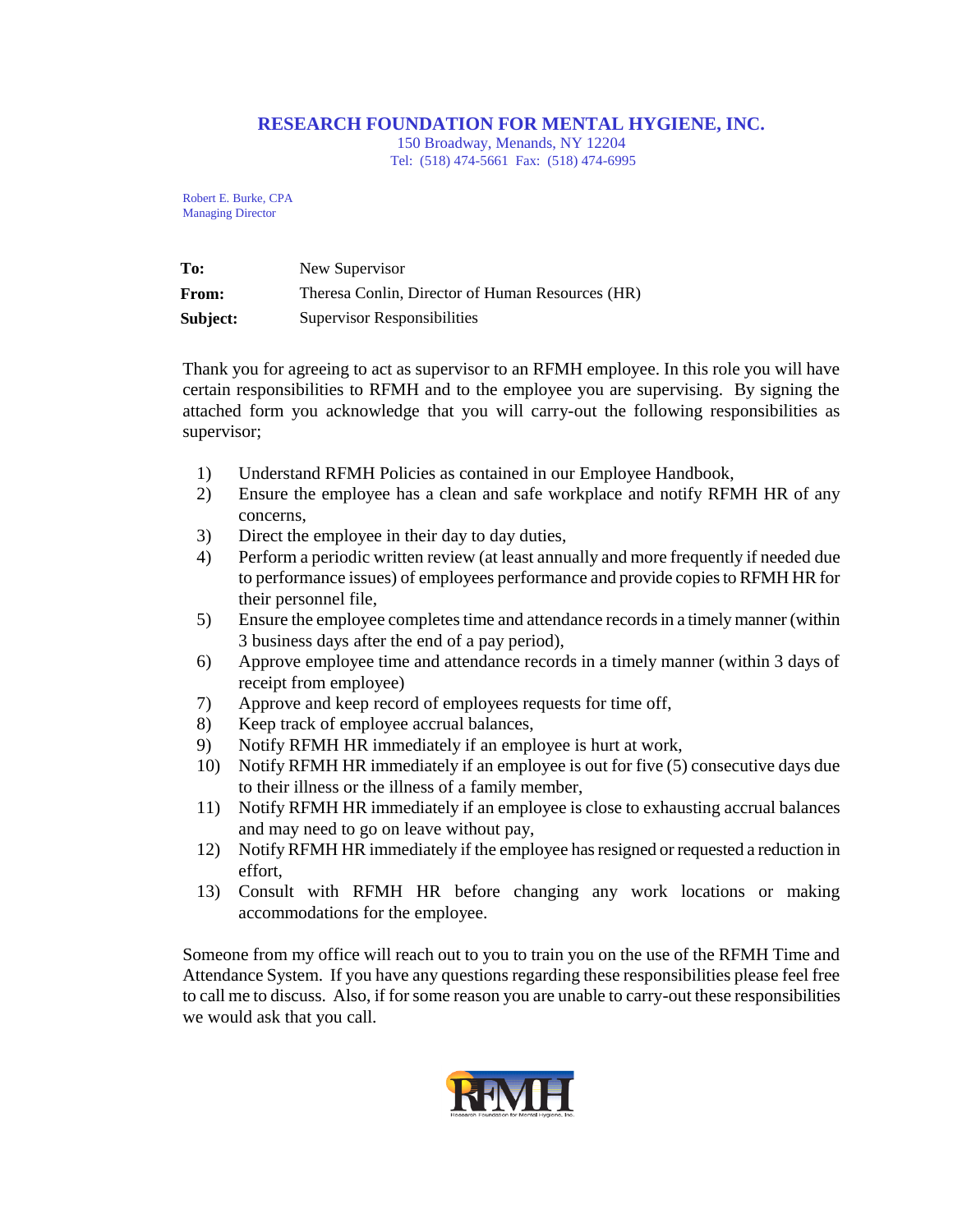# RESEARCH FOUNDATION FOR MENTAL HYGIENE, INC.

150 Broadway, Menands, NY 12204
Tel: (518) 474-5661 Fax: (518) 474-6995

Robert E. Burke, CPA
Managing Director

| | |
|---|---|
| **To:** | New Supervisor |
| **From:** | Theresa Conlin, Director of Human Resources (HR) |
| **Subject:** | Supervisor Responsibilities |

Thank you for agreeing to act as supervisor to an RFMH employee. In this role you will have certain responsibilities to RFMH and to the employee you are supervising. By signing the attached form you acknowledge that you will carry-out the following responsibilities as supervisor;

1) Understand RFMH Policies as contained in our Employee Handbook,
2) Ensure the employee has a clean and safe workplace and notify RFMH HR of any concerns,
3) Direct the employee in their day to day duties,
4) Perform a periodic written review (at least annually and more frequently if needed due to performance issues) of employees performance and provide copies to RFMH HR for their personnel file,
5) Ensure the employee completes time and attendance records in a timely manner (within 3 business days after the end of a pay period),
6) Approve employee time and attendance records in a timely manner (within 3 days of receipt from employee)
7) Approve and keep record of employees requests for time off,
8) Keep track of employee accrual balances,
9) Notify RFMH HR immediately if an employee is hurt at work,
10) Notify RFMH HR immediately if an employee is out for five (5) consecutive days due to their illness or the illness of a family member,
11) Notify RFMH HR immediately if an employee is close to exhausting accrual balances and may need to go on leave without pay,
12) Notify RFMH HR immediately if the employee has resigned or requested a reduction in effort,
13) Consult with RFMH HR before changing any work locations or making accommodations for the employee.

Someone from my office will reach out to you to train you on the use of the RFMH Time and Attendance System. If you have any questions regarding these responsibilities please feel free to call me to discuss. Also, if for some reason you are unable to carry-out these responsibilities we would ask that you call.

RFMH
Research Foundation for Mental Hygiene, Inc.